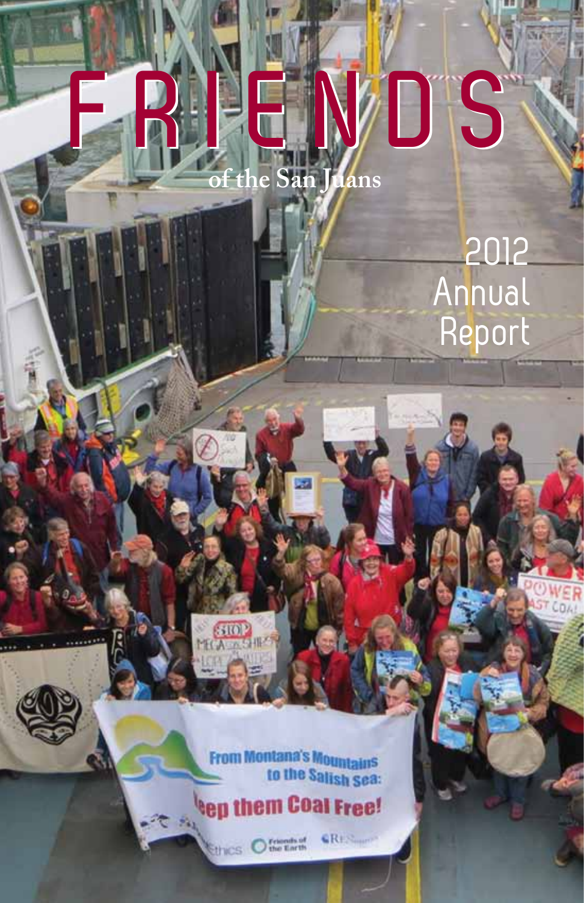# FRIENDS

of the San Juans

## 2012 Annual Report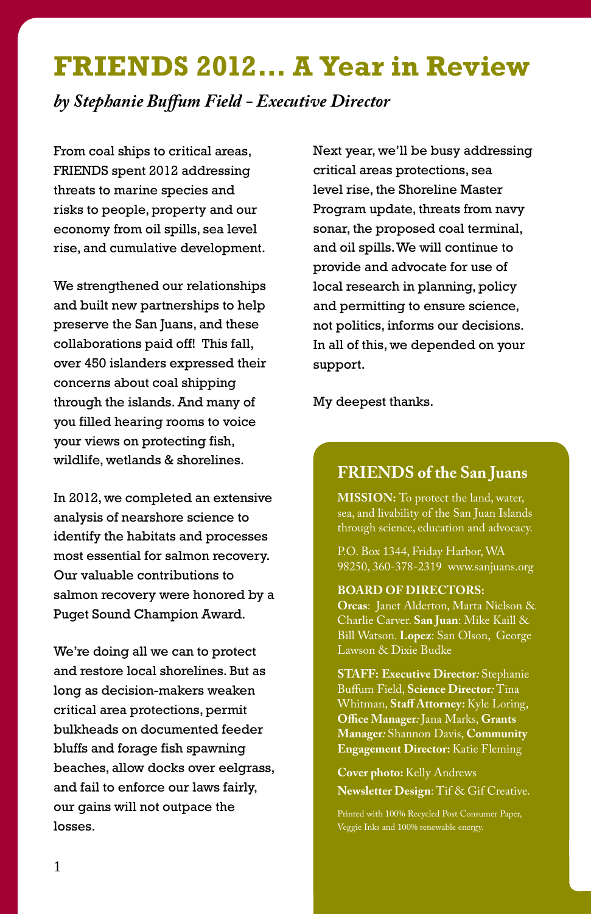# FRIENDS 2012... A Year in Review

*by Stephanie Buffum Field - Executive Director*

From coal ships to critical areas, FRIENDS spent 2012 addressing threats to marine species and risks to people, property and our economy from oil spills, sea level rise, and cumulative development.

We strengthened our relationships and built new partnerships to help preserve the San Juans, and these collaborations paid off! This fall, over 450 islanders expressed their concerns about coal shipping through the islands. And many of you filled hearing rooms to voice your views on protecting fish, wildlife, wetlands & shorelines.

In 2012, we completed an extensive analysis of nearshore science to identify the habitats and processes most essential for salmon recovery. Our valuable contributions to salmon recovery were honored by a Puget Sound Champion Award.

We're doing all we can to protect and restore local shorelines. But as long as decision-makers weaken critical area protections, permit bulkheads on documented feeder bluffs and forage fish spawning beaches, allow docks over eelgrass, and fail to enforce our laws fairly, our gains will not outpace the losses.

Next year, we'll be busy addressing critical areas protections, sea level rise, the Shoreline Master Program update, threats from navy sonar, the proposed coal terminal, and oil spills. We will continue to provide and advocate for use of local research in planning, policy and permitting to ensure science, not politics, informs our decisions. In all of this, we depended on your support.

My deepest thanks.

## FRIENDS of the San Juans

**MISSION:** To protect the land, water, sea, and livability of the San Juan Islands through science, education and advocacy.

P.O. Box 1344, Friday Harbor, WA 98250, 360-378-2319 www.sanjuans.org

**BOARD OF DIRECTORS:**
**Orcas**: Janet Alderton, Marta Nielson & Charlie Carver. **San Juan**: Mike Kaill & Bill Watson. **Lopez**: San Olson, George Lawson & Dixie Budke

**STAFF: Executive Director***:* Stephanie Buffum Field, **Science Director***:* Tina Whitman, **Staff Attorney:** Kyle Loring, **Office Manager***:* Jana Marks, **Grants Manager***:* Shannon Davis, **Community Engagement Director:** Katie Fleming

**Cover photo:** Kelly Andrews

**Newsletter Design**: Tif & Gif Creative.

Printed with 100% Recycled Post Consumer Paper, Veggie Inks and 100% renewable energy.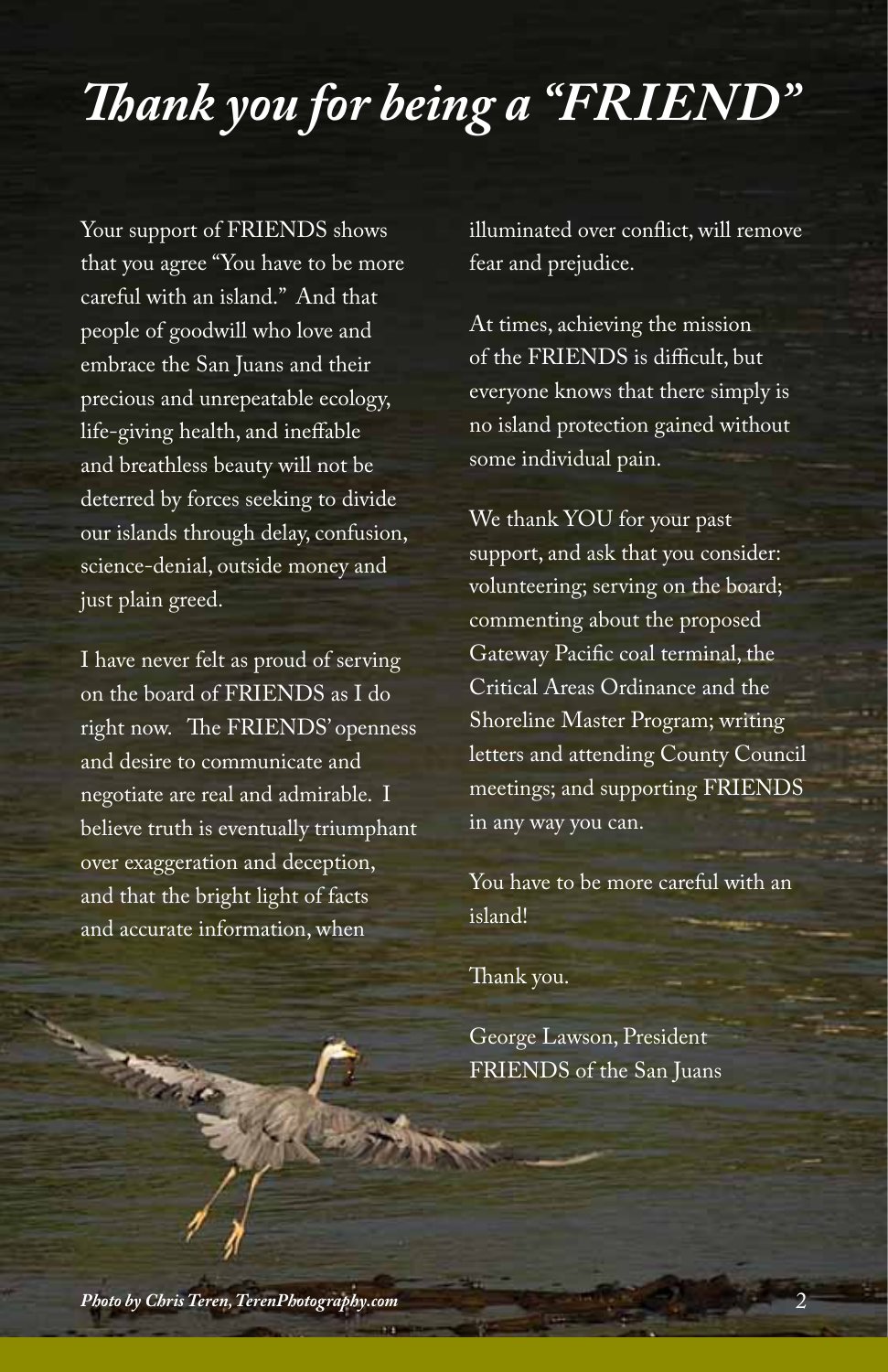# *Thank you for being a "FRIEND"*

Your support of FRIENDS shows that you agree "You have to be more careful with an island." And that people of goodwill who love and embrace the San Juans and their precious and unrepeatable ecology, life-giving health, and ineffable and breathless beauty will not be deterred by forces seeking to divide our islands through delay, confusion, science-denial, outside money and just plain greed.

I have never felt as proud of serving on the board of FRIENDS as I do right now. The FRIENDS' openness and desire to communicate and negotiate are real and admirable. I believe truth is eventually triumphant over exaggeration and deception, and that the bright light of facts and accurate information, when illuminated over conflict, will remove fear and prejudice.

At times, achieving the mission of the FRIENDS is difficult, but everyone knows that there simply is no island protection gained without some individual pain.

We thank YOU for your past support, and ask that you consider: volunteering; serving on the board; commenting about the proposed Gateway Pacific coal terminal, the Critical Areas Ordinance and the Shoreline Master Program; writing letters and attending County Council meetings; and supporting FRIENDS in any way you can.

You have to be more careful with an island!

Thank you.

George Lawson, President
FRIENDS of the San Juans

***Photo by Chris Teren, TerenPhotography.com***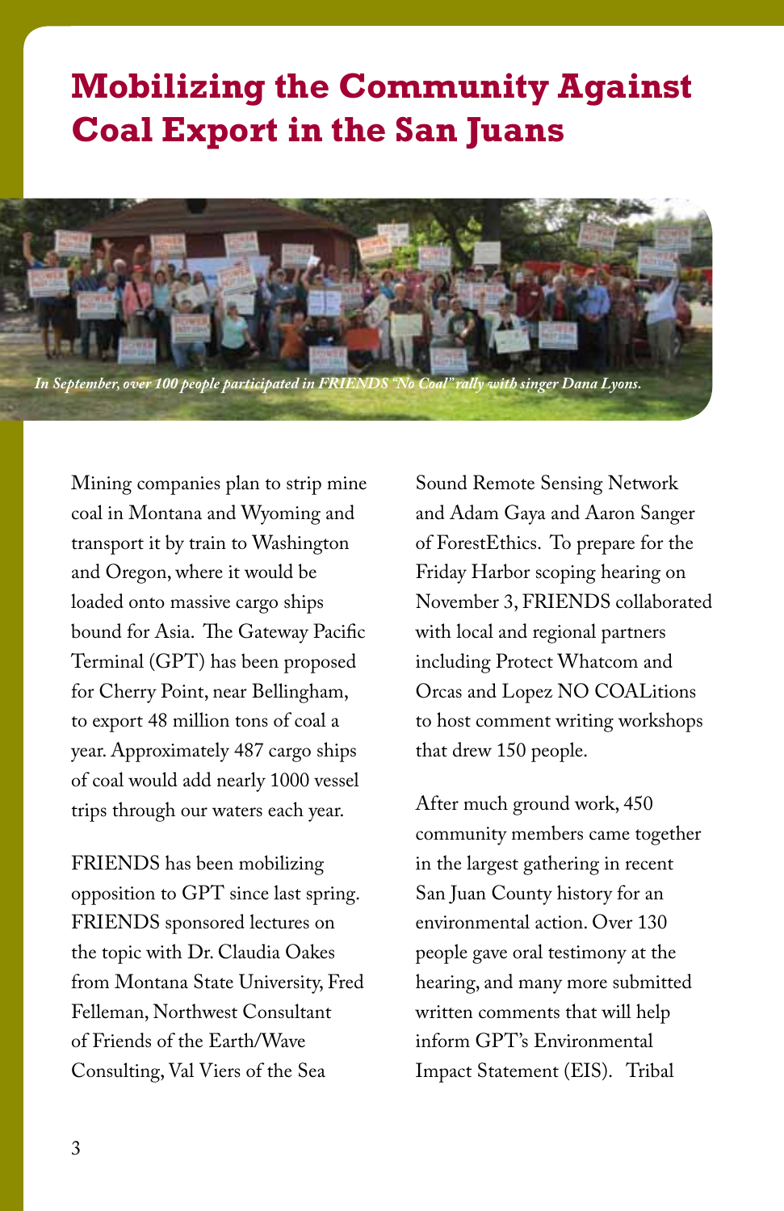# Mobilizing the Community Against Coal Export in the San Juans

*In September, over 100 people participated in FRIENDS "No Coal" rally with singer Dana Lyons.*

Mining companies plan to strip mine coal in Montana and Wyoming and transport it by train to Washington and Oregon, where it would be loaded onto massive cargo ships bound for Asia. The Gateway Pacific Terminal (GPT) has been proposed for Cherry Point, near Bellingham, to export 48 million tons of coal a year. Approximately 487 cargo ships of coal would add nearly 1000 vessel trips through our waters each year.

FRIENDS has been mobilizing opposition to GPT since last spring. FRIENDS sponsored lectures on the topic with Dr. Claudia Oakes from Montana State University, Fred Felleman, Northwest Consultant of Friends of the Earth/Wave Consulting, Val Viers of the Sea Sound Remote Sensing Network and Adam Gaya and Aaron Sanger of ForestEthics. To prepare for the Friday Harbor scoping hearing on November 3, FRIENDS collaborated with local and regional partners including Protect Whatcom and Orcas and Lopez NO COALitions to host comment writing workshops that drew 150 people.

After much ground work, 450 community members came together in the largest gathering in recent San Juan County history for an environmental action. Over 130 people gave oral testimony at the hearing, and many more submitted written comments that will help inform GPT's Environmental Impact Statement (EIS). Tribal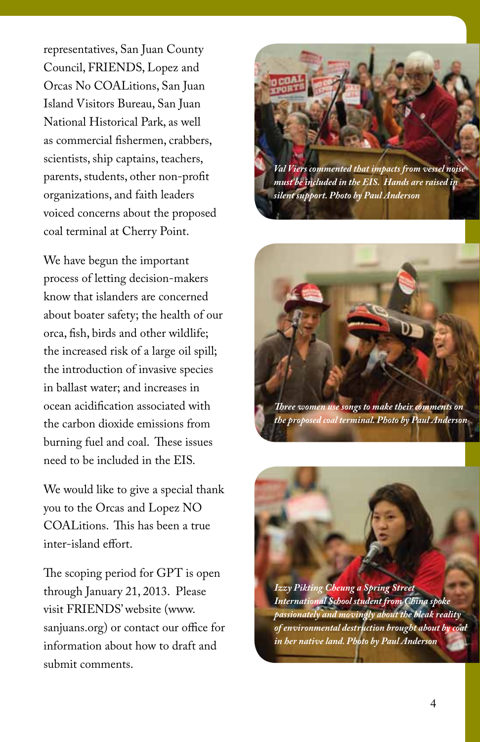representatives, San Juan County Council, FRIENDS, Lopez and Orcas No COALitions, San Juan Island Visitors Bureau, San Juan National Historical Park, as well as commercial fishermen, crabbers, scientists, ship captains, teachers, parents, students, other non-profit organizations, and faith leaders voiced concerns about the proposed coal terminal at Cherry Point.

We have begun the important process of letting decision-makers know that islanders are concerned about boater safety; the health of our orca, fish, birds and other wildlife; the increased risk of a large oil spill; the introduction of invasive species in ballast water; and increases in ocean acidification associated with the carbon dioxide emissions from burning fuel and coal. These issues need to be included in the EIS.

We would like to give a special thank you to the Orcas and Lopez NO COALitions. This has been a true inter-island effort.

The scoping period for GPT is open through January 21, 2013. Please visit FRIENDS' website (www.sanjuans.org) or contact our office for information about how to draft and submit comments.

***Val Viers commented that impacts from vessel noise must be included in the EIS. Hands are raised in silent support. Photo by Paul Anderson***

***Three women use songs to make their comments on the proposed coal terminal. Photo by Paul Anderson***

***Izzy Pikting Cheung a Spring Street International School student from China spoke passionately and movingly about the bleak reality of environmental destruction brought about by coal in her native land. Photo by Paul Anderson***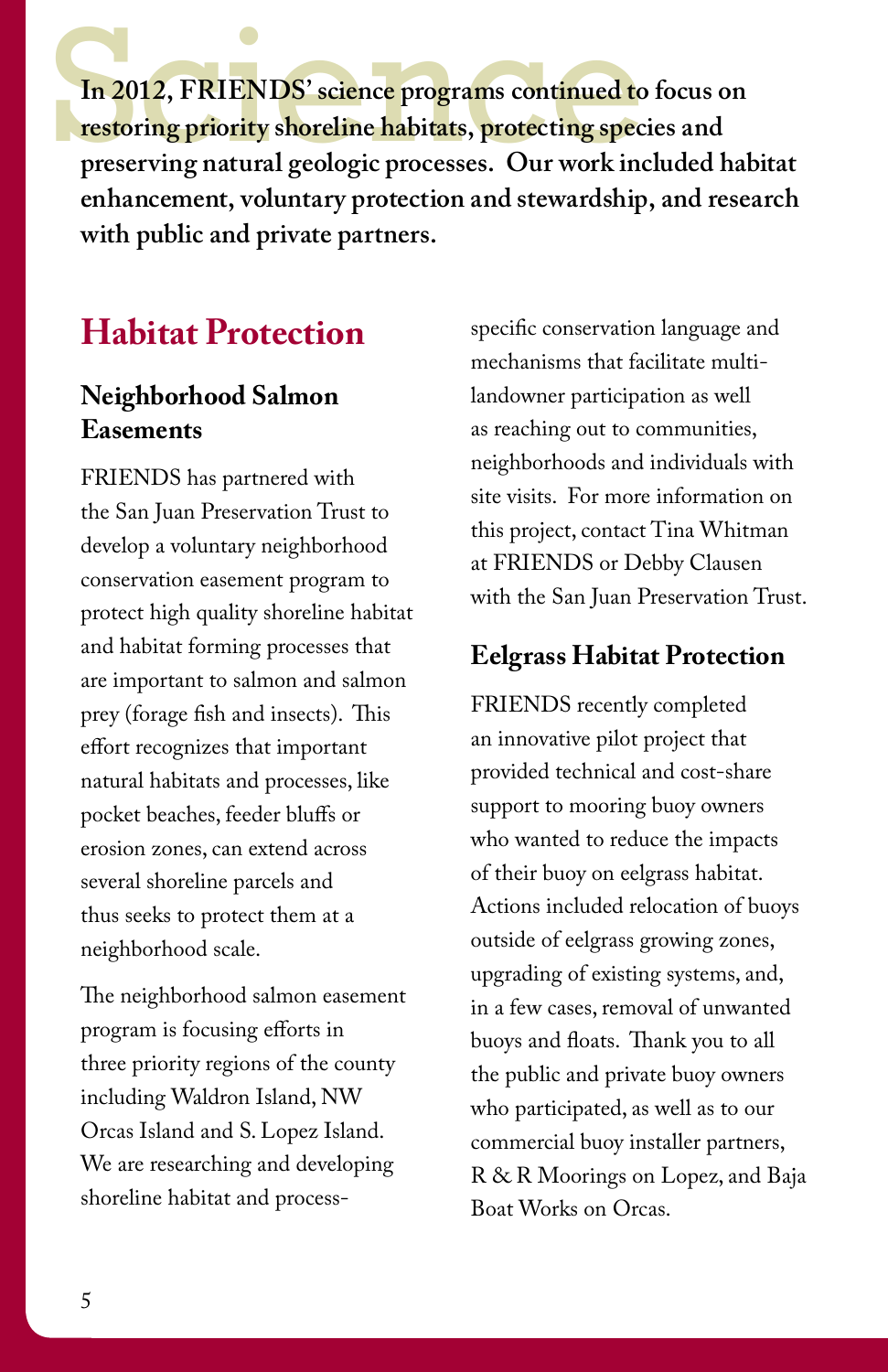# Science

**In 2012, FRIENDS' science programs continued to focus on restoring priority shoreline habitats, protecting species and preserving natural geologic processes. Our work included habitat enhancement, voluntary protection and stewardship, and research with public and private partners.**

## Habitat Protection

### Neighborhood Salmon Easements

FRIENDS has partnered with the San Juan Preservation Trust to develop a voluntary neighborhood conservation easement program to protect high quality shoreline habitat and habitat forming processes that are important to salmon and salmon prey (forage fish and insects). This effort recognizes that important natural habitats and processes, like pocket beaches, feeder bluffs or erosion zones, can extend across several shoreline parcels and thus seeks to protect them at a neighborhood scale.

The neighborhood salmon easement program is focusing efforts in three priority regions of the county including Waldron Island, NW Orcas Island and S. Lopez Island. We are researching and developing shoreline habitat and process-specific conservation language and mechanisms that facilitate multi-landowner participation as well as reaching out to communities, neighborhoods and individuals with site visits. For more information on this project, contact Tina Whitman at FRIENDS or Debby Clausen with the San Juan Preservation Trust.

### Eelgrass Habitat Protection

FRIENDS recently completed an innovative pilot project that provided technical and cost-share support to mooring buoy owners who wanted to reduce the impacts of their buoy on eelgrass habitat. Actions included relocation of buoys outside of eelgrass growing zones, upgrading of existing systems, and, in a few cases, removal of unwanted buoys and floats. Thank you to all the public and private buoy owners who participated, as well as to our commercial buoy installer partners, R & R Moorings on Lopez, and Baja Boat Works on Orcas.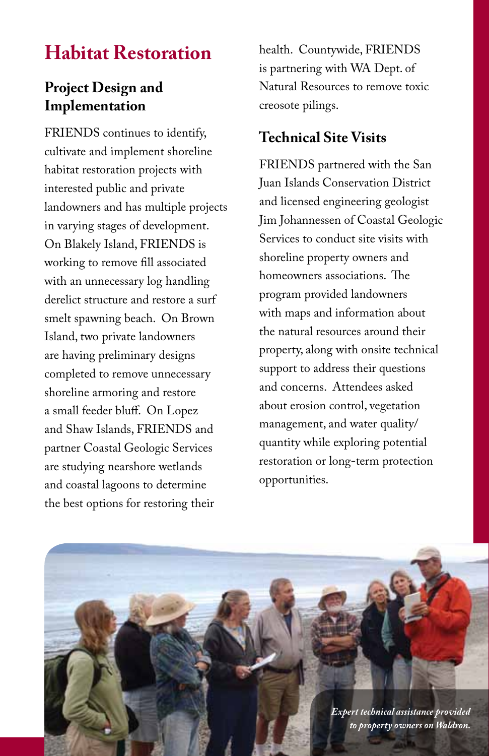# Habitat Restoration

## Project Design and Implementation

FRIENDS continues to identify, cultivate and implement shoreline habitat restoration projects with interested public and private landowners and has multiple projects in varying stages of development. On Blakely Island, FRIENDS is working to remove fill associated with an unnecessary log handling derelict structure and restore a surf smelt spawning beach. On Brown Island, two private landowners are having preliminary designs completed to remove unnecessary shoreline armoring and restore a small feeder bluff. On Lopez and Shaw Islands, FRIENDS and partner Coastal Geologic Services are studying nearshore wetlands and coastal lagoons to determine the best options for restoring their health. Countywide, FRIENDS is partnering with WA Dept. of Natural Resources to remove toxic creosote pilings.

## Technical Site Visits

FRIENDS partnered with the San Juan Islands Conservation District and licensed engineering geologist Jim Johannessen of Coastal Geologic Services to conduct site visits with shoreline property owners and homeowners associations. The program provided landowners with maps and information about the natural resources around their property, along with onsite technical support to address their questions and concerns. Attendees asked about erosion control, vegetation management, and water quality/quantity while exploring potential restoration or long-term protection opportunities.

*Expert technical assistance provided to property owners on Waldron.*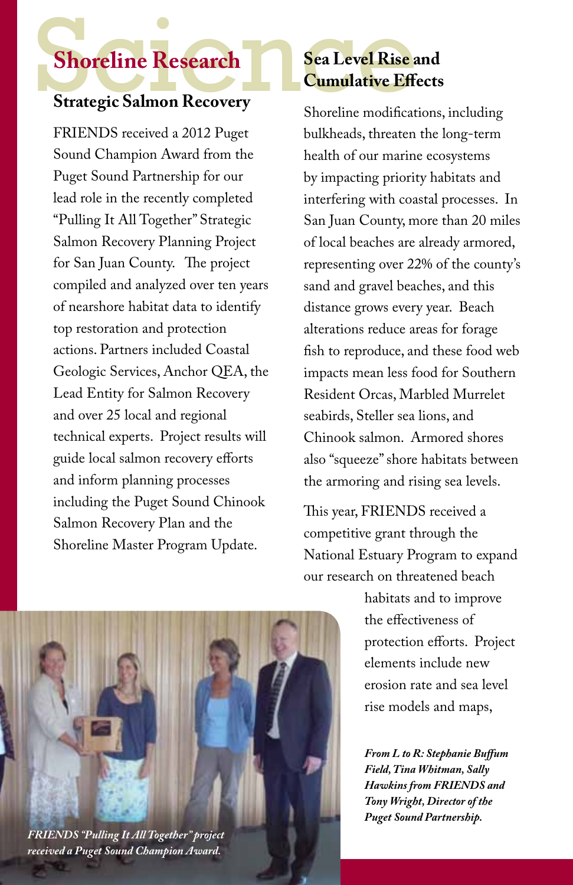# Science

## Shoreline Research

### Strategic Salmon Recovery

FRIENDS received a 2012 Puget Sound Champion Award from the Puget Sound Partnership for our lead role in the recently completed "Pulling It All Together" Strategic Salmon Recovery Planning Project for San Juan County. The project compiled and analyzed over ten years of nearshore habitat data to identify top restoration and protection actions. Partners included Coastal Geologic Services, Anchor QEA, the Lead Entity for Salmon Recovery and over 25 local and regional technical experts. Project results will guide local salmon recovery efforts and inform planning processes including the Puget Sound Chinook Salmon Recovery Plan and the Shoreline Master Program Update.

*FRIENDS "Pulling It All Together" project received a Puget Sound Champion Award.*

### Sea Level Rise and Cumulative Effects

Shoreline modifications, including bulkheads, threaten the long-term health of our marine ecosystems by impacting priority habitats and interfering with coastal processes. In San Juan County, more than 20 miles of local beaches are already armored, representing over 22% of the county's sand and gravel beaches, and this distance grows every year. Beach alterations reduce areas for forage fish to reproduce, and these food web impacts mean less food for Southern Resident Orcas, Marbled Murrelet seabirds, Steller sea lions, and Chinook salmon. Armored shores also "squeeze" shore habitats between the armoring and rising sea levels.

This year, FRIENDS received a competitive grant through the National Estuary Program to expand our research on threatened beach habitats and to improve the effectiveness of protection efforts. Project elements include new erosion rate and sea level rise models and maps,

*From L to R: Stephanie Buffum Field, Tina Whitman, Sally Hawkins from FRIENDS and Tony Wright, Director of the Puget Sound Partnership.*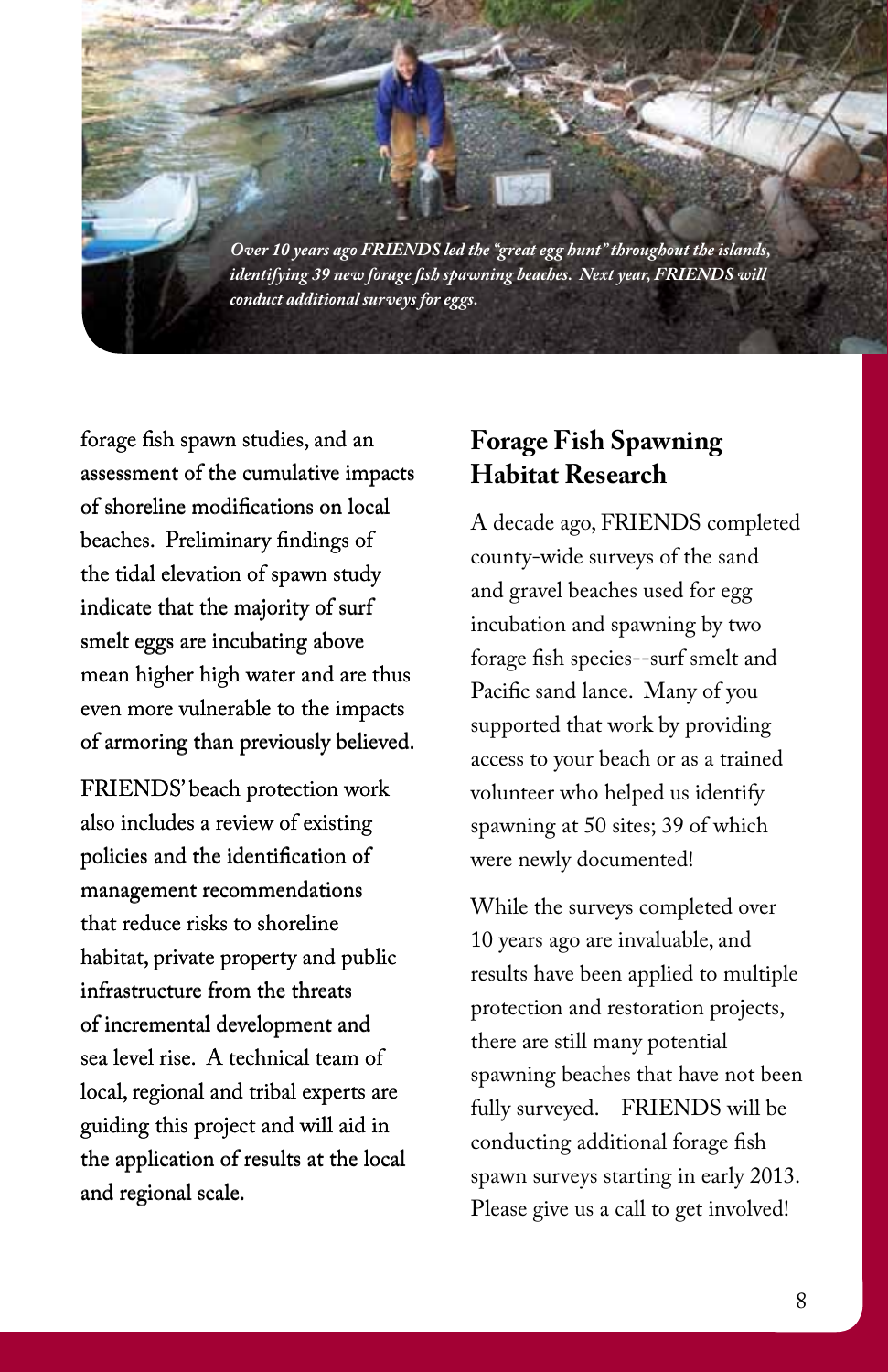*Over 10 years ago FRIENDS led the "great egg hunt" throughout the islands, identifying 39 new forage fish spawning beaches. Next year, FRIENDS will conduct additional surveys for eggs.*

forage fish spawn studies, and an assessment of the cumulative impacts of shoreline modifications on local beaches. Preliminary findings of the tidal elevation of spawn study indicate that the majority of surf smelt eggs are incubating above mean higher high water and are thus even more vulnerable to the impacts of armoring than previously believed.

FRIENDS' beach protection work also includes a review of existing policies and the identification of management recommendations that reduce risks to shoreline habitat, private property and public infrastructure from the threats of incremental development and sea level rise. A technical team of local, regional and tribal experts are guiding this project and will aid in the application of results at the local and regional scale.

## Forage Fish Spawning Habitat Research

A decade ago, FRIENDS completed county-wide surveys of the sand and gravel beaches used for egg incubation and spawning by two forage fish species--surf smelt and Pacific sand lance. Many of you supported that work by providing access to your beach or as a trained volunteer who helped us identify spawning at 50 sites; 39 of which were newly documented!

While the surveys completed over 10 years ago are invaluable, and results have been applied to multiple protection and restoration projects, there are still many potential spawning beaches that have not been fully surveyed. FRIENDS will be conducting additional forage fish spawn surveys starting in early 2013. Please give us a call to get involved!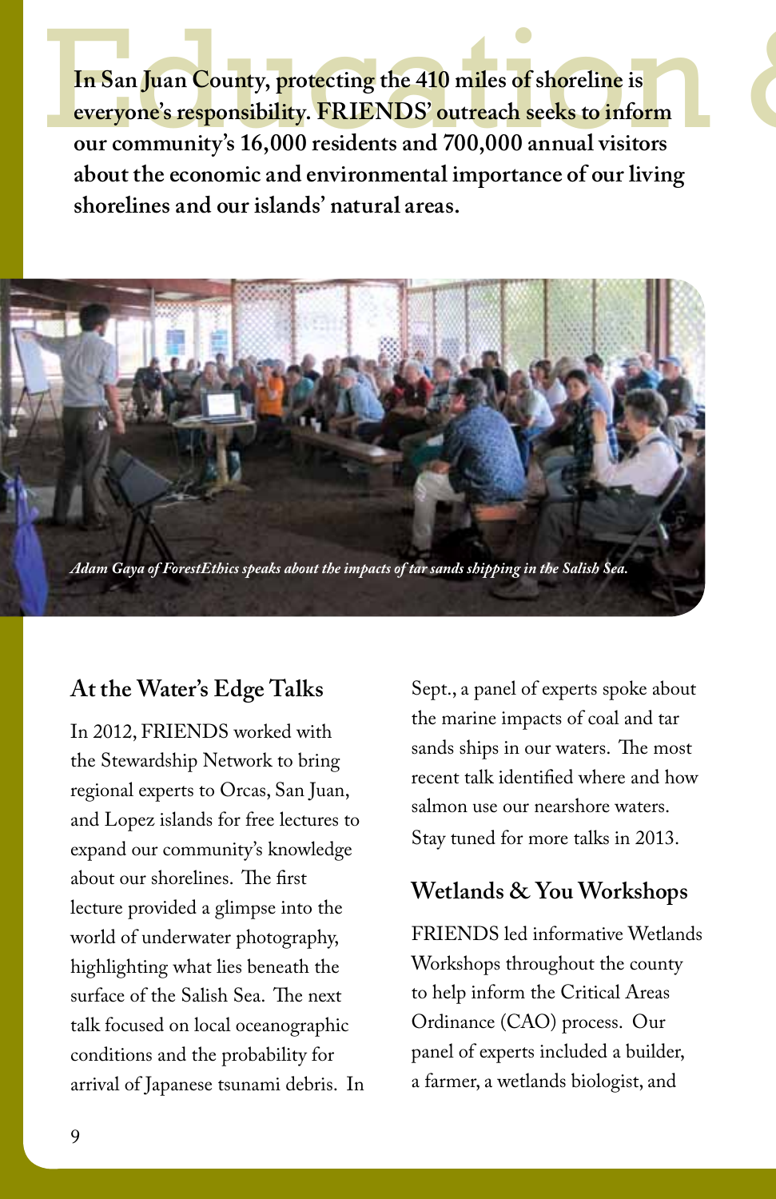# Education &

**In San Juan County, protecting the 410 miles of shoreline is everyone's responsibility. FRIENDS' outreach seeks to inform our community's 16,000 residents and 700,000 annual visitors about the economic and environmental importance of our living shorelines and our islands' natural areas.**

*Adam Gaya of ForestEthics speaks about the impacts of tar sands shipping in the Salish Sea.*

## At the Water's Edge Talks

In 2012, FRIENDS worked with the Stewardship Network to bring regional experts to Orcas, San Juan, and Lopez islands for free lectures to expand our community's knowledge about our shorelines. The first lecture provided a glimpse into the world of underwater photography, highlighting what lies beneath the surface of the Salish Sea. The next talk focused on local oceanographic conditions and the probability for arrival of Japanese tsunami debris. In Sept., a panel of experts spoke about the marine impacts of coal and tar sands ships in our waters. The most recent talk identified where and how salmon use our nearshore waters. Stay tuned for more talks in 2013.

## Wetlands & You Workshops

FRIENDS led informative Wetlands Workshops throughout the county to help inform the Critical Areas Ordinance (CAO) process. Our panel of experts included a builder, a farmer, a wetlands biologist, and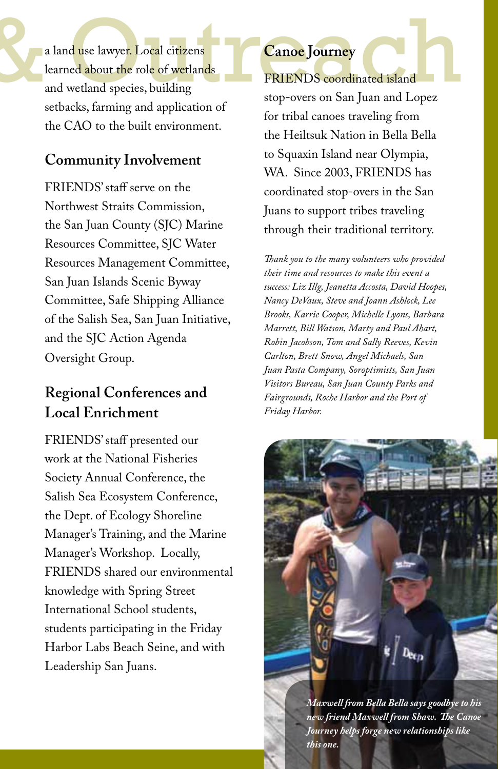a land use lawyer. Local citizens learned about the role of wetlands and wetland species, building setbacks, farming and application of the CAO to the built environment.

## Community Involvement

FRIENDS' staff serve on the Northwest Straits Commission, the San Juan County (SJC) Marine Resources Committee, SJC Water Resources Management Committee, San Juan Islands Scenic Byway Committee, Safe Shipping Alliance of the Salish Sea, San Juan Initiative, and the SJC Action Agenda Oversight Group.

## Regional Conferences and Local Enrichment

FRIENDS' staff presented our work at the National Fisheries Society Annual Conference, the Salish Sea Ecosystem Conference, the Dept. of Ecology Shoreline Manager's Training, and the Marine Manager's Workshop. Locally, FRIENDS shared our environmental knowledge with Spring Street International School students, students participating in the Friday Harbor Labs Beach Seine, and with Leadership San Juans.

## Canoe Journey

FRIENDS coordinated island stop-overs on San Juan and Lopez for tribal canoes traveling from the Heiltsuk Nation in Bella Bella to Squaxin Island near Olympia, WA. Since 2003, FRIENDS has coordinated stop-overs in the San Juans to support tribes traveling through their traditional territory.

*Thank you to the many volunteers who provided their time and resources to make this event a success: Liz Illg, Jeanetta Accosta, David Hoopes, Nancy DeVaux, Steve and Joann Ashlock, Lee Brooks, Karrie Cooper, Michelle Lyons, Barbara Marrett, Bill Watson, Marty and Paul Ahart, Robin Jacobson, Tom and Sally Reeves, Kevin Carlton, Brett Snow, Angel Michaels, San Juan Pasta Company, Soroptimists, San Juan Visitors Bureau, San Juan County Parks and Fairgrounds, Roche Harbor and the Port of Friday Harbor.*

*Maxwell from Bella Bella says goodbye to his new friend Maxwell from Shaw. The Canoe Journey helps forge new relationships like this one.*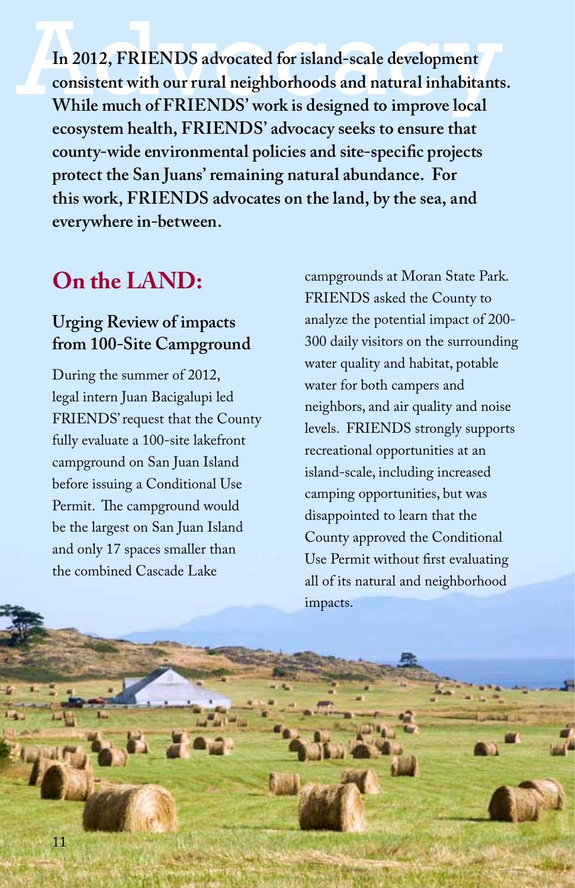# Advocacy

**In 2012, FRIENDS advocated for island-scale development consistent with our rural neighborhoods and natural inhabitants. While much of FRIENDS' work is designed to improve local ecosystem health, FRIENDS' advocacy seeks to ensure that county-wide environmental policies and site-specific projects protect the San Juans' remaining natural abundance. For this work, FRIENDS advocates on the land, by the sea, and everywhere in-between.**

## On the LAND:

### Urging Review of impacts from 100-Site Campground

During the summer of 2012, legal intern Juan Bacigalupi led FRIENDS' request that the County fully evaluate a 100-site lakefront campground on San Juan Island before issuing a Conditional Use Permit. The campground would be the largest on San Juan Island and only 17 spaces smaller than the combined Cascade Lake campgrounds at Moran State Park. FRIENDS asked the County to analyze the potential impact of 200-300 daily visitors on the surrounding water quality and habitat, potable water for both campers and neighbors, and air quality and noise levels. FRIENDS strongly supports recreational opportunities at an island-scale, including increased camping opportunities, but was disappointed to learn that the County approved the Conditional Use Permit without first evaluating all of its natural and neighborhood impacts.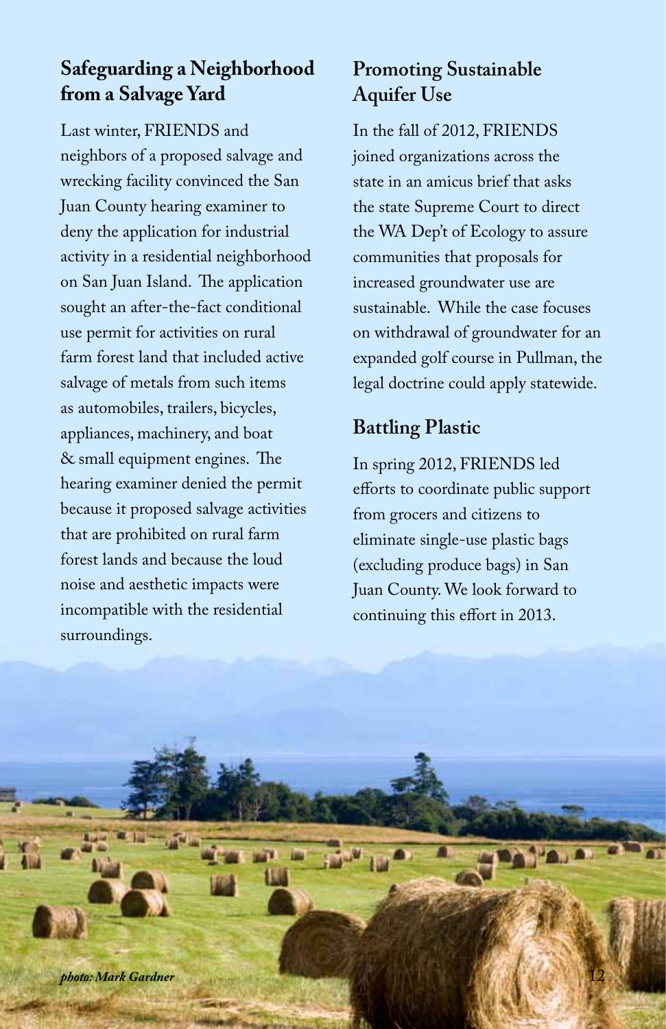## Safeguarding a Neighborhood from a Salvage Yard

Last winter, FRIENDS and neighbors of a proposed salvage and wrecking facility convinced the San Juan County hearing examiner to deny the application for industrial activity in a residential neighborhood on San Juan Island. The application sought an after-the-fact conditional use permit for activities on rural farm forest land that included active salvage of metals from such items as automobiles, trailers, bicycles, appliances, machinery, and boat & small equipment engines. The hearing examiner denied the permit because it proposed salvage activities that are prohibited on rural farm forest lands and because the loud noise and aesthetic impacts were incompatible with the residential surroundings.

## Promoting Sustainable Aquifer Use

In the fall of 2012, FRIENDS joined organizations across the state in an amicus brief that asks the state Supreme Court to direct the WA Dep't of Ecology to assure communities that proposals for increased groundwater use are sustainable. While the case focuses on withdrawal of groundwater for an expanded golf course in Pullman, the legal doctrine could apply statewide.

## Battling Plastic

In spring 2012, FRIENDS led efforts to coordinate public support from grocers and citizens to eliminate single-use plastic bags (excluding produce bags) in San Juan County. We look forward to continuing this effort in 2013.

*photo: Mark Gardner*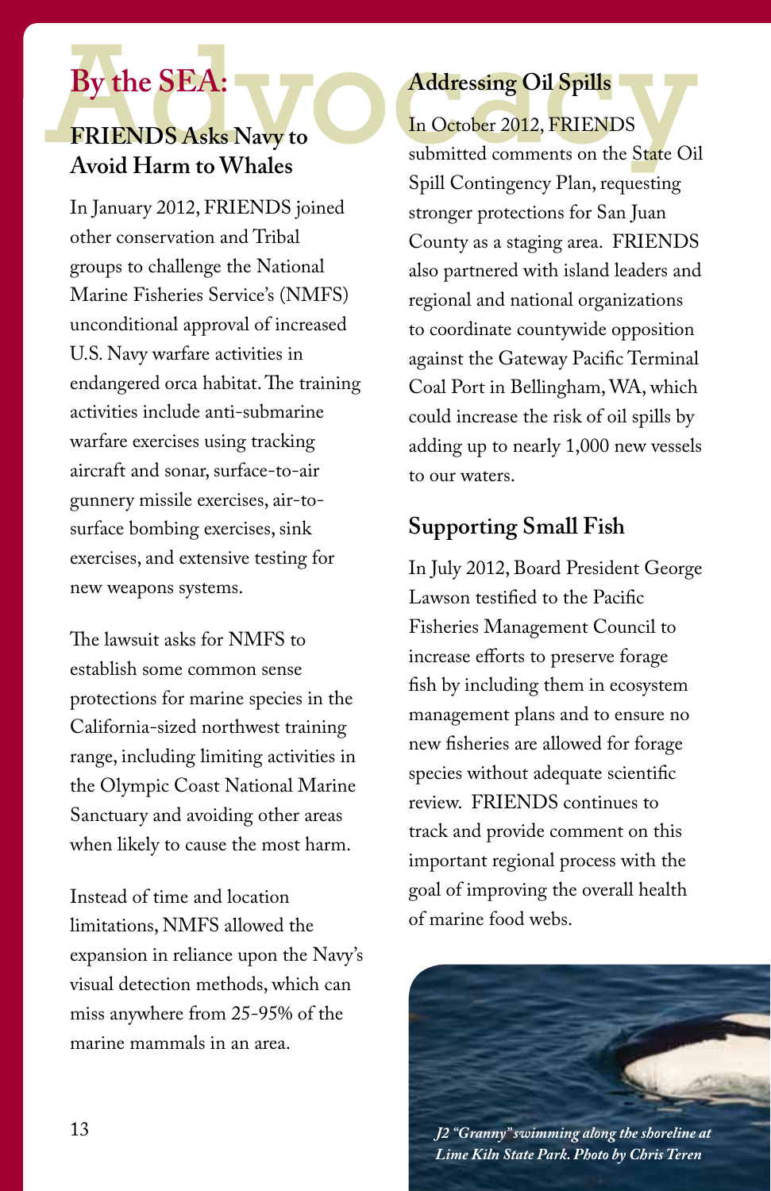# Advocacy

## By the SEA:

### FRIENDS Asks Navy to Avoid Harm to Whales

In January 2012, FRIENDS joined other conservation and Tribal groups to challenge the National Marine Fisheries Service's (NMFS) unconditional approval of increased U.S. Navy warfare activities in endangered orca habitat. The training activities include anti-submarine warfare exercises using tracking aircraft and sonar, surface-to-air gunnery missile exercises, air-to-surface bombing exercises, sink exercises, and extensive testing for new weapons systems.

The lawsuit asks for NMFS to establish some common sense protections for marine species in the California-sized northwest training range, including limiting activities in the Olympic Coast National Marine Sanctuary and avoiding other areas when likely to cause the most harm.

Instead of time and location limitations, NMFS allowed the expansion in reliance upon the Navy's visual detection methods, which can miss anywhere from 25-95% of the marine mammals in an area.

### Addressing Oil Spills

In October 2012, FRIENDS submitted comments on the State Oil Spill Contingency Plan, requesting stronger protections for San Juan County as a staging area. FRIENDS also partnered with island leaders and regional and national organizations to coordinate countywide opposition against the Gateway Pacific Terminal Coal Port in Bellingham, WA, which could increase the risk of oil spills by adding up to nearly 1,000 new vessels to our waters.

### Supporting Small Fish

In July 2012, Board President George Lawson testified to the Pacific Fisheries Management Council to increase efforts to preserve forage fish by including them in ecosystem management plans and to ensure no new fisheries are allowed for forage species without adequate scientific review. FRIENDS continues to track and provide comment on this important regional process with the goal of improving the overall health of marine food webs.

*J2 "Granny" swimming along the shoreline at Lime Kiln State Park. Photo by Chris Teren*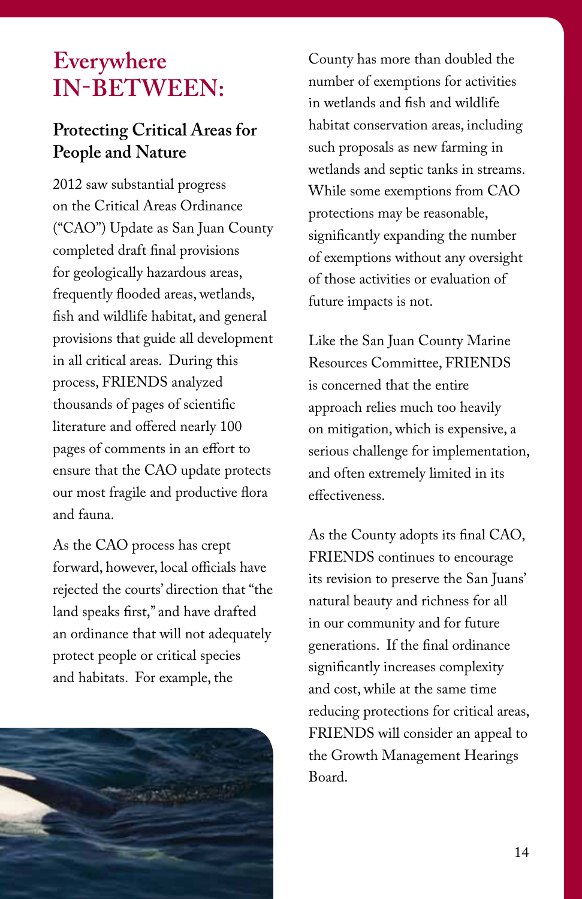# Everywhere IN-BETWEEN:

## Protecting Critical Areas for People and Nature

2012 saw substantial progress on the Critical Areas Ordinance ("CAO") Update as San Juan County completed draft final provisions for geologically hazardous areas, frequently flooded areas, wetlands, fish and wildlife habitat, and general provisions that guide all development in all critical areas. During this process, FRIENDS analyzed thousands of pages of scientific literature and offered nearly 100 pages of comments in an effort to ensure that the CAO update protects our most fragile and productive flora and fauna.

As the CAO process has crept forward, however, local officials have rejected the courts' direction that "the land speaks first," and have drafted an ordinance that will not adequately protect people or critical species and habitats. For example, the County has more than doubled the number of exemptions for activities in wetlands and fish and wildlife habitat conservation areas, including such proposals as new farming in wetlands and septic tanks in streams. While some exemptions from CAO protections may be reasonable, significantly expanding the number of exemptions without any oversight of those activities or evaluation of future impacts is not.

Like the San Juan County Marine Resources Committee, FRIENDS is concerned that the entire approach relies much too heavily on mitigation, which is expensive, a serious challenge for implementation, and often extremely limited in its effectiveness.

As the County adopts its final CAO, FRIENDS continues to encourage its revision to preserve the San Juans' natural beauty and richness for all in our community and for future generations. If the final ordinance significantly increases complexity and cost, while at the same time reducing protections for critical areas, FRIENDS will consider an appeal to the Growth Management Hearings Board.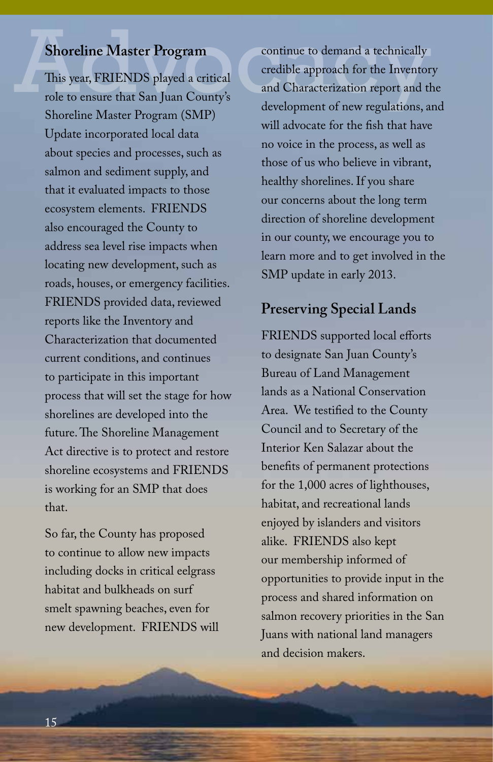# Advocacy

## Shoreline Master Program

This year, FRIENDS played a critical role to ensure that San Juan County's Shoreline Master Program (SMP) Update incorporated local data about species and processes, such as salmon and sediment supply, and that it evaluated impacts to those ecosystem elements. FRIENDS also encouraged the County to address sea level rise impacts when locating new development, such as roads, houses, or emergency facilities. FRIENDS provided data, reviewed reports like the Inventory and Characterization that documented current conditions, and continues to participate in this important process that will set the stage for how shorelines are developed into the future. The Shoreline Management Act directive is to protect and restore shoreline ecosystems and FRIENDS is working for an SMP that does that.

So far, the County has proposed to continue to allow new impacts including docks in critical eelgrass habitat and bulkheads on surf smelt spawning beaches, even for new development. FRIENDS will continue to demand a technically credible approach for the Inventory and Characterization report and the development of new regulations, and will advocate for the fish that have no voice in the process, as well as those of us who believe in vibrant, healthy shorelines. If you share our concerns about the long term direction of shoreline development in our county, we encourage you to learn more and to get involved in the SMP update in early 2013.

## Preserving Special Lands

FRIENDS supported local efforts to designate San Juan County's Bureau of Land Management lands as a National Conservation Area. We testified to the County Council and to Secretary of the Interior Ken Salazar about the benefits of permanent protections for the 1,000 acres of lighthouses, habitat, and recreational lands enjoyed by islanders and visitors alike. FRIENDS also kept our membership informed of opportunities to provide input in the process and shared information on salmon recovery priorities in the San Juans with national land managers and decision makers.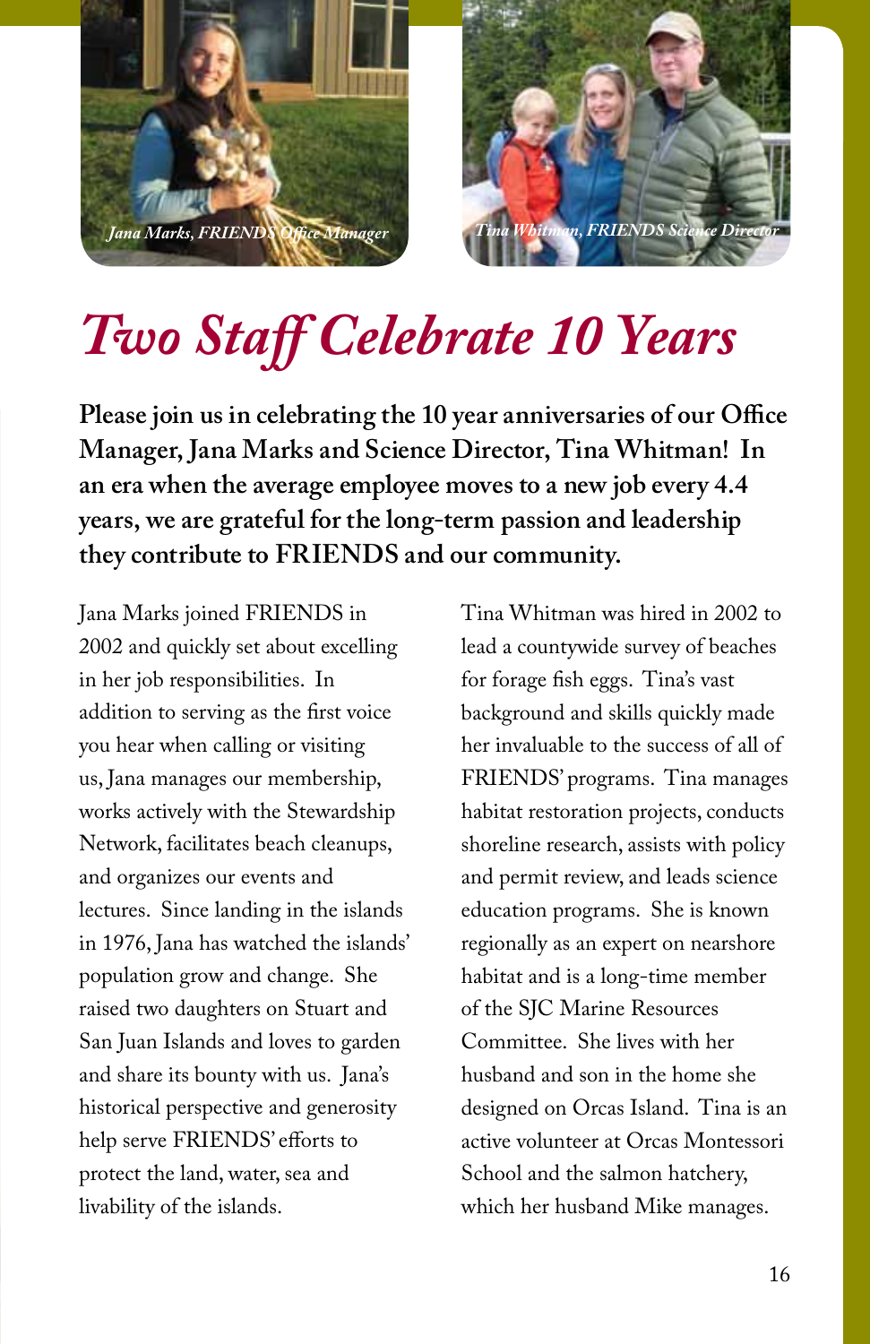*Jana Marks, FRIENDS Office Manager*

*Tina Whitman, FRIENDS Science Director*

# *Two Staff Celebrate 10 Years*

**Please join us in celebrating the 10 year anniversaries of our Office Manager, Jana Marks and Science Director, Tina Whitman! In an era when the average employee moves to a new job every 4.4 years, we are grateful for the long-term passion and leadership they contribute to FRIENDS and our community.**

Jana Marks joined FRIENDS in 2002 and quickly set about excelling in her job responsibilities. In addition to serving as the first voice you hear when calling or visiting us, Jana manages our membership, works actively with the Stewardship Network, facilitates beach cleanups, and organizes our events and lectures. Since landing in the islands in 1976, Jana has watched the islands' population grow and change. She raised two daughters on Stuart and San Juan Islands and loves to garden and share its bounty with us. Jana's historical perspective and generosity help serve FRIENDS' efforts to protect the land, water, sea and livability of the islands.

Tina Whitman was hired in 2002 to lead a countywide survey of beaches for forage fish eggs. Tina's vast background and skills quickly made her invaluable to the success of all of FRIENDS' programs. Tina manages habitat restoration projects, conducts shoreline research, assists with policy and permit review, and leads science education programs. She is known regionally as an expert on nearshore habitat and is a long-time member of the SJC Marine Resources Committee. She lives with her husband and son in the home she designed on Orcas Island. Tina is an active volunteer at Orcas Montessori School and the salmon hatchery, which her husband Mike manages.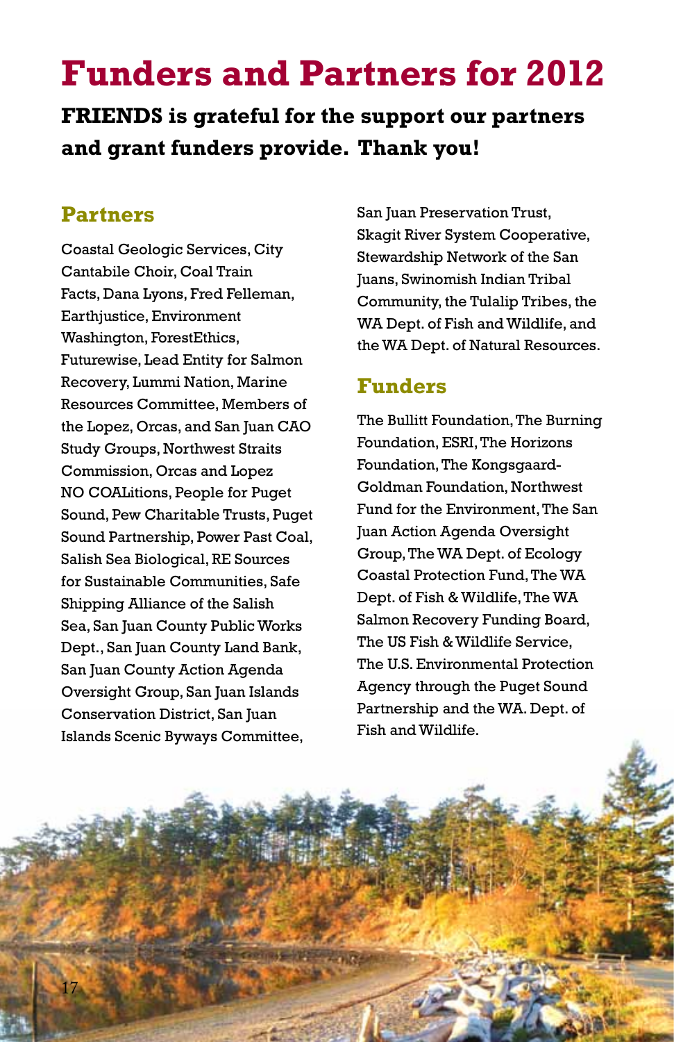# Funders and Partners for 2012

**FRIENDS is grateful for the support our partners and grant funders provide. Thank you!**

## Partners

Coastal Geologic Services, City Cantabile Choir, Coal Train Facts, Dana Lyons, Fred Felleman, Earthjustice, Environment Washington, ForestEthics, Futurewise, Lead Entity for Salmon Recovery, Lummi Nation, Marine Resources Committee, Members of the Lopez, Orcas, and San Juan CAO Study Groups, Northwest Straits Commission, Orcas and Lopez NO COALitions, People for Puget Sound, Pew Charitable Trusts, Puget Sound Partnership, Power Past Coal, Salish Sea Biological, RE Sources for Sustainable Communities, Safe Shipping Alliance of the Salish Sea, San Juan County Public Works Dept., San Juan County Land Bank, San Juan County Action Agenda Oversight Group, San Juan Islands Conservation District, San Juan Islands Scenic Byways Committee, San Juan Preservation Trust, Skagit River System Cooperative, Stewardship Network of the San Juans, Swinomish Indian Tribal Community, the Tulalip Tribes, the WA Dept. of Fish and Wildlife, and the WA Dept. of Natural Resources.

## Funders

The Bullitt Foundation, The Burning Foundation, ESRI, The Horizons Foundation, The Kongsgaard-Goldman Foundation, Northwest Fund for the Environment, The San Juan Action Agenda Oversight Group, The WA Dept. of Ecology Coastal Protection Fund, The WA Dept. of Fish & Wildlife, The WA Salmon Recovery Funding Board, The US Fish & Wildlife Service, The U.S. Environmental Protection Agency through the Puget Sound Partnership and the WA. Dept. of Fish and Wildlife.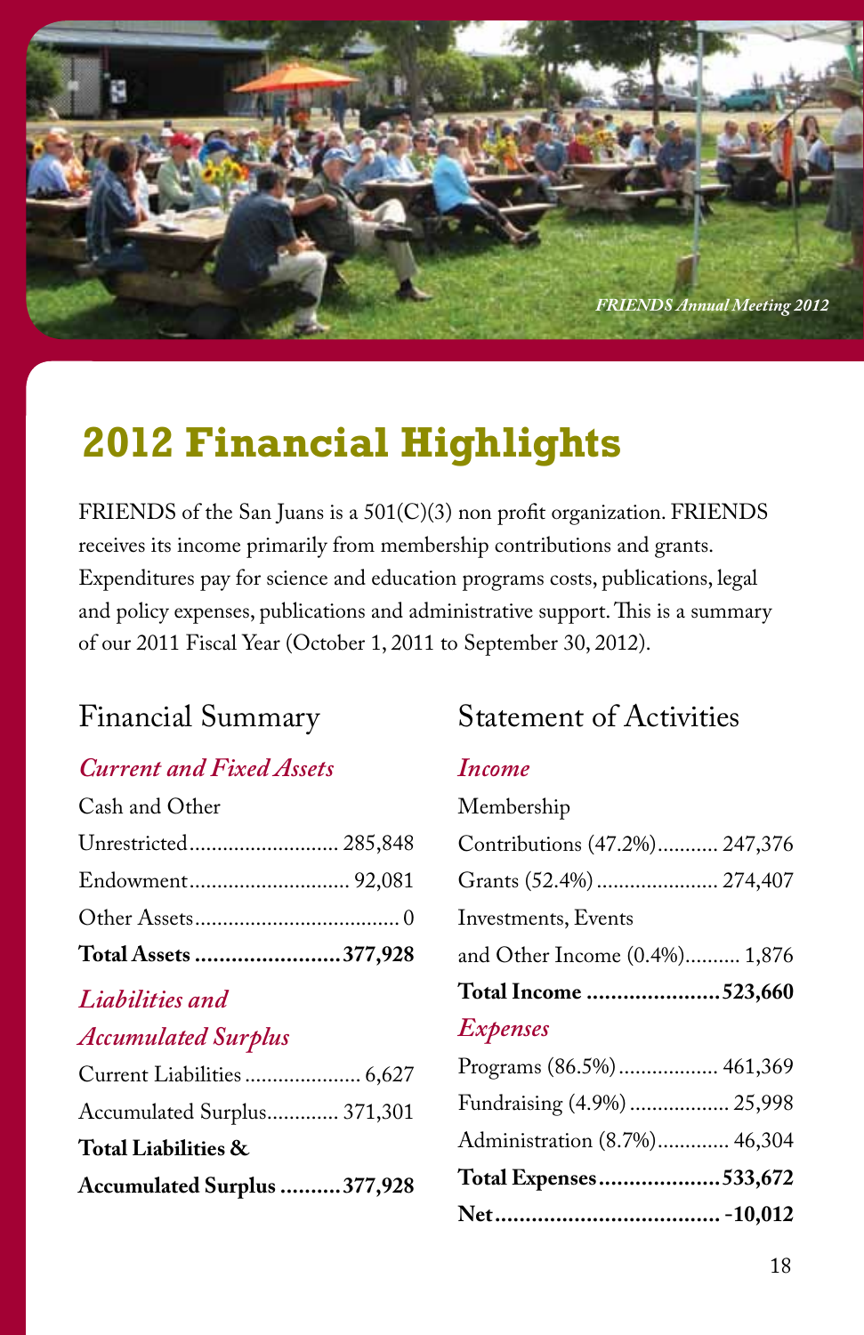FRIENDS Annual Meeting 2012

# 2012 Financial Highlights

FRIENDS of the San Juans is a 501(C)(3) non profit organization. FRIENDS receives its income primarily from membership contributions and grants. Expenditures pay for science and education programs costs, publications, legal and policy expenses, publications and administrative support. This is a summary of our 2011 Fiscal Year (October 1, 2011 to September 30, 2012).

## Financial Summary

### *Current and Fixed Assets*

| Cash and Other | |
|---|---|
| Unrestricted | 285,848 |
| Endowment | 92,081 |
| Other Assets | 0 |
| **Total Assets** | **377,928** |

### *Liabilities and Accumulated Surplus*

| | |
|---|---|
| Current Liabilities | 6,627 |
| Accumulated Surplus | 371,301 |
| **Total Liabilities & Accumulated Surplus** | **377,928** |

## Statement of Activities

### *Income*

| Membership | |
|---|---|
| Contributions (47.2%) | 247,376 |
| Grants (52.4%) | 274,407 |
| Investments, Events and Other Income (0.4%) | 1,876 |
| **Total Income** | **523,660** |

### *Expenses*

| | |
|---|---|
| Programs (86.5%) | 461,369 |
| Fundraising (4.9%) | 25,998 |
| Administration (8.7%) | 46,304 |
| **Total Expenses** | **533,672** |
| **Net** | **-10,012** |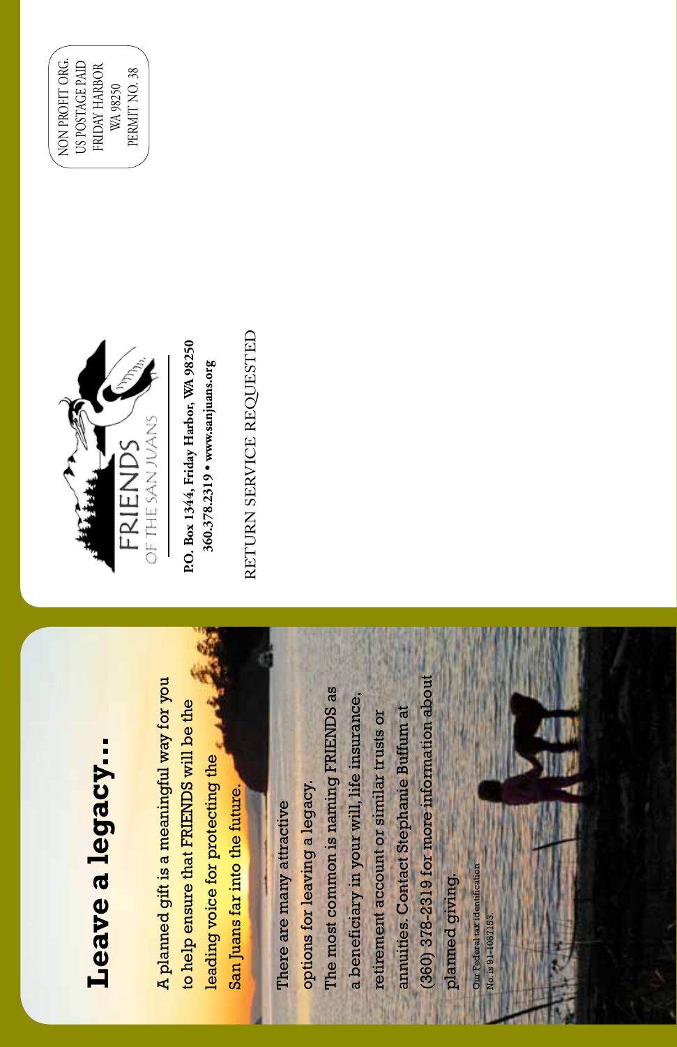## Leave a legacy...

A planned gift is a meaningful way for you to help ensure that FRIENDS will be the leading voice for protecting the San Juans far into the future.

There are many attractive options for leaving a legacy. The most common is naming FRIENDS as a beneficiary in your will, life insurance, retirement account or similar trusts or annuities. Contact Stephanie Buffum at (360) 378-2319 for more information about planned giving.

Our Federal tax identification No. is 91-1087153.

FRIENDS OF THE SAN JUANS

P.O. Box 1344, Friday Harbor, WA 98250
360.378.2319 • www.sanjuans.org

RETURN SERVICE REQUESTED

NON PROFIT ORG.
US POSTAGE PAID
FRIDAY HARBOR
WA 98250
PERMIT NO. 38